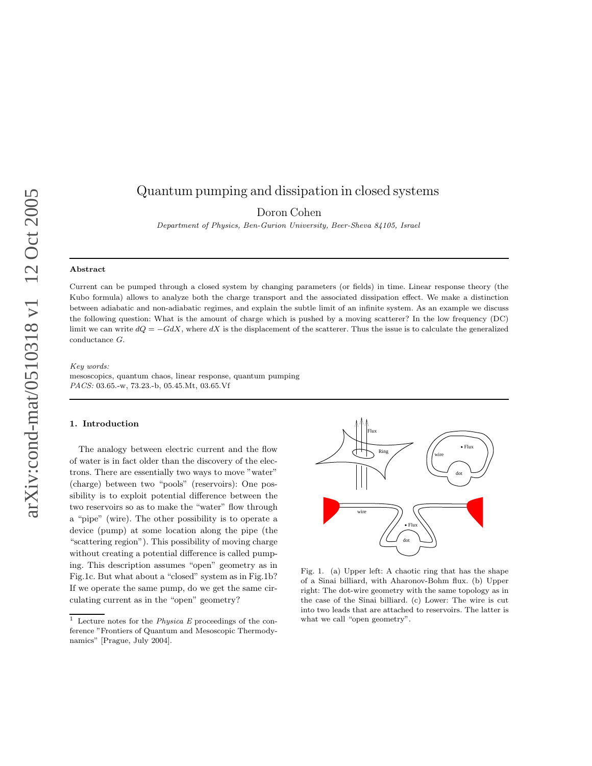# Quantum pumping and dissipation in closed systems

Doron Cohen

*Department of Physics, Ben-Gurion University, Beer-Sheva 84105, Israel*

---

### Abstract

Current can be pumped through a closed system by changing parameters (or fields) in time. Linear response theory (the Kubo formula) allows to analyze both the charge transport and the associated dissipation effect. We make a distinction between adiabatic and non-adiabatic regimes, and explain the subtle limit of an infinite system. As an example we discuss the following question: What is the amount of charge which is pushed by a moving scatterer? In the low frequency (DC) limit we can write $dQ = -GdX$, where $dX$ is the displacement of the scatterer. Thus the issue is to calculate the generalized conductance $G$.

*Key words:*
mesoscopics, quantum chaos, linear response, quantum pumping
*PACS:* 03.65.-w, 73.23.-b, 05.45.Mt, 03.65.Vf

---

### 1. Introduction

The analogy between electric current and the flow of water is in fact older than the discovery of the electrons. There are essentially two ways to move "water" (charge) between two "pools" (reservoirs): One possibility is to exploit potential difference between the two reservoirs so as to make the "water" flow through a "pipe" (wire). The other possibility is to operate a device (pump) at some location along the pipe (the "scattering region"). This possibility of moving charge without creating a potential difference is called pumping. This description assumes "open" geometry as in Fig.1c. But what about a "closed" system as in Fig.1b? If we operate the same pump, do we get the same circulating current as in the "open" geometry?

Fig. 1. (a) Upper left: A chaotic ring that has the shape of a Sinai billiard, with Aharonov-Bohm flux. (b) Upper right: The dot-wire geometry with the same topology as in the case of the Sinai billiard. (c) Lower: The wire is cut into two leads that are attached to reservoirs. The latter is what we call "open geometry".

[1] Lecture notes for the *Physica E* proceedings of the conference "Frontiers of Quantum and Mesoscopic Thermodynamics" [Prague, July 2004].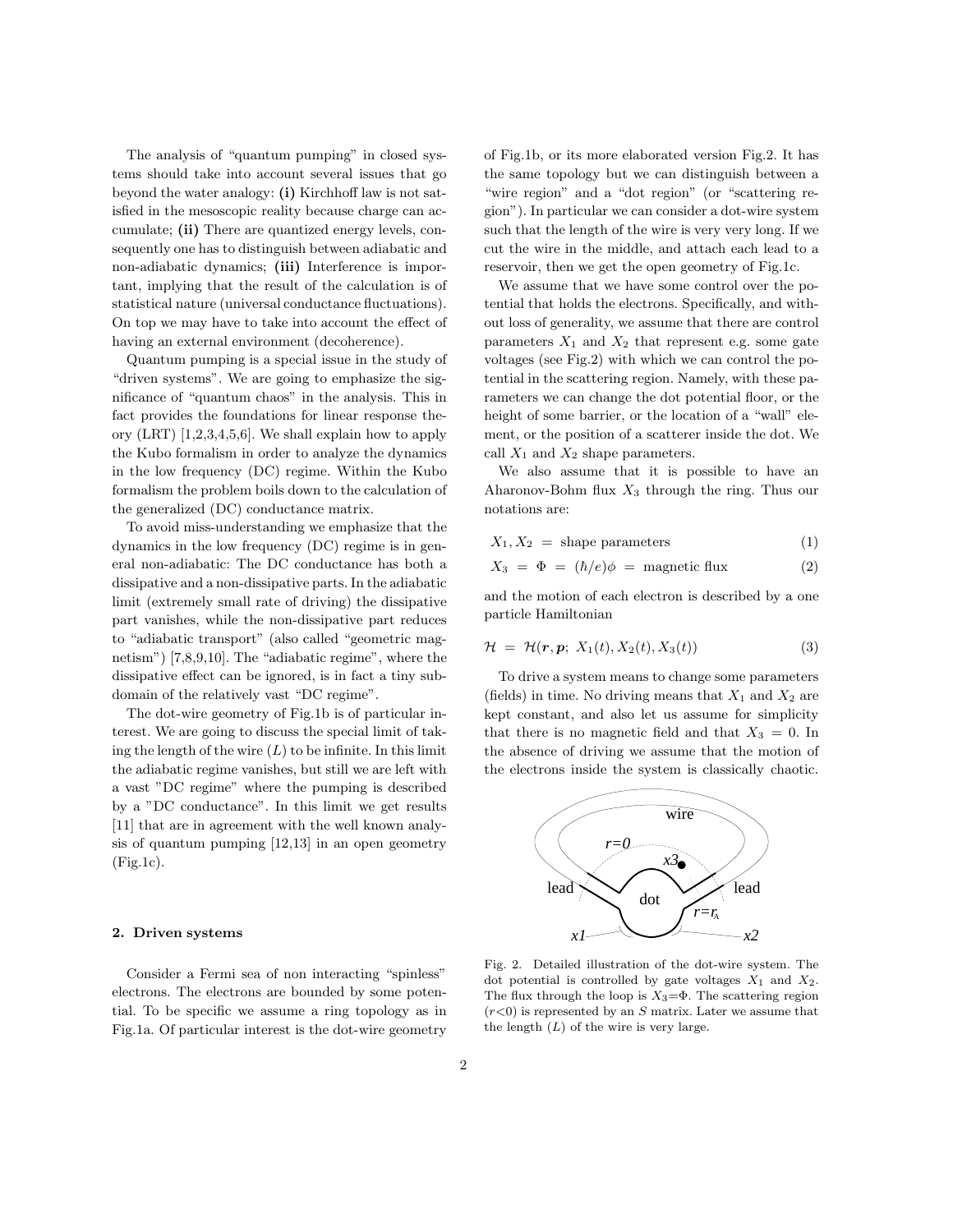The analysis of "quantum pumping" in closed systems should take into account several issues that go beyond the water analogy: **(i)** Kirchhoff law is not satisfied in the mesoscopic reality because charge can accumulate; **(ii)** There are quantized energy levels, consequently one has to distinguish between adiabatic and non-adiabatic dynamics; **(iii)** Interference is important, implying that the result of the calculation is of statistical nature (universal conductance fluctuations). On top we may have to take into account the effect of having an external environment (decoherence).

Quantum pumping is a special issue in the study of "driven systems". We are going to emphasize the significance of "quantum chaos" in the analysis. This in fact provides the foundations for linear response theory (LRT) [1,2,3,4,5,6]. We shall explain how to apply the Kubo formalism in order to analyze the dynamics in the low frequency (DC) regime. Within the Kubo formalism the problem boils down to the calculation of the generalized (DC) conductance matrix.

To avoid miss-understanding we emphasize that the dynamics in the low frequency (DC) regime is in general non-adiabatic: The DC conductance has both a dissipative and a non-dissipative parts. In the adiabatic limit (extremely small rate of driving) the dissipative part vanishes, while the non-dissipative part reduces to "adiabatic transport" (also called "geometric magnetism") [7,8,9,10]. The "adiabatic regime", where the dissipative effect can be ignored, is in fact a tiny subdomain of the relatively vast "DC regime".

The dot-wire geometry of Fig.1b is of particular interest. We are going to discuss the special limit of taking the length of the wire ($L$) to be infinite. In this limit the adiabatic regime vanishes, but still we are left with a vast "DC regime" where the pumping is described by a "DC conductance". In this limit we get results [11] that are in agreement with the well known analysis of quantum pumping [12,13] in an open geometry (Fig.1c).

## 2. Driven systems

Consider a Fermi sea of non interacting "spinless" electrons. The electrons are bounded by some potential. To be specific we assume a ring topology as in Fig.1a. Of particular interest is the dot-wire geometry of Fig.1b, or its more elaborated version Fig.2. It has the same topology but we can distinguish between a "wire region" and a "dot region" (or "scattering region"). In particular we can consider a dot-wire system such that the length of the wire is very very long. If we cut the wire in the middle, and attach each lead to a reservoir, then we get the open geometry of Fig.1c.

We assume that we have some control over the potential that holds the electrons. Specifically, and without loss of generality, we assume that there are control parameters $X_1$ and $X_2$ that represent e.g. some gate voltages (see Fig.2) with which we can control the potential in the scattering region. Namely, with these parameters we can change the dot potential floor, or the height of some barrier, or the location of a "wall" element, or the position of a scatterer inside the dot. We call $X_1$ and $X_2$ shape parameters.

We also assume that it is possible to have an Aharonov-Bohm flux $X_3$ through the ring. Thus our notations are:

$$X_1, X_2 \;=\; \text{shape parameters} \tag{1}$$

$$X_3 \;=\; \Phi \;=\; (\hbar/e)\phi \;=\; \text{magnetic flux} \tag{2}$$

and the motion of each electron is described by a one particle Hamiltonian

$$\mathcal{H} \;=\; \mathcal{H}(\boldsymbol{r}, \boldsymbol{p};\; X_1(t), X_2(t), X_3(t)) \tag{3}$$

To drive a system means to change some parameters (fields) in time. No driving means that $X_1$ and $X_2$ are kept constant, and also let us assume for simplicity that there is no magnetic field and that $X_3 = 0$. In the absence of driving we assume that the motion of the electrons inside the system is classically chaotic.

Fig. 2. Detailed illustration of the dot-wire system. The dot potential is controlled by gate voltages $X_1$ and $X_2$. The flux through the loop is $X_3$=$\Phi$. The scattering region ($r$<0) is represented by an $S$ matrix. Later we assume that the length ($L$) of the wire is very large.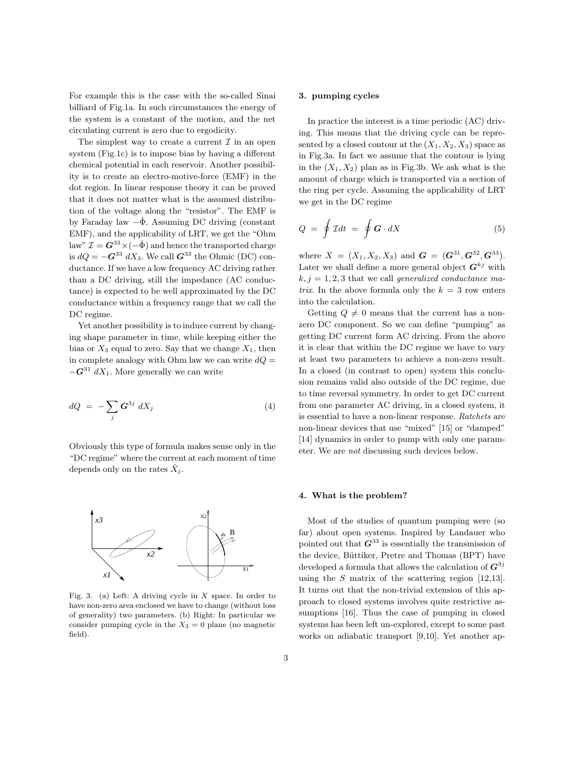For example this is the case with the so-called Sinai billiard of Fig.1a. In such circumstances the energy of the system is a constant of the motion, and the net circulating current is zero due to ergodicity.

The simplest way to create a current $\mathcal{I}$ in an open system (Fig.1c) is to impose bias by having a different chemical potential in each reservoir. Another possibility is to create an electro-motive-force (EMF) in the dot region. In linear response theory it can be proved that it does not matter what is the assumed distribution of the voltage along the "resistor". The EMF is by Faraday law $-\dot{\Phi}$. Assuming DC driving (constant EMF), and the applicability of LRT, we get the "Ohm law" $\mathcal{I} = \boldsymbol{G}^{33} \times (-\dot{\Phi})$ and hence the transported charge is $dQ = -\boldsymbol{G}^{33}\, dX_3$. We call $\boldsymbol{G}^{33}$ the Ohmic (DC) conductance. If we have a low frequency AC driving rather than a DC driving, still the impedance (AC conductance) is expected to be well approximated by the DC conductance within a frequency range that we call the DC regime.

Yet another possibility is to induce current by changing shape parameter in time, while keeping either the bias or $X_3$ equal to zero. Say that we change $X_1$, then in complete analogy with Ohm law we can write $dQ = -\boldsymbol{G}^{31}\, dX_1$. More generally we can write

$$dQ \ = \ -\sum_j \boldsymbol{G}^{3j}\ dX_j \tag{4}$$

Obviously this type of formula makes sense only in the "DC regime" where the current at each moment of time depends only on the rates $\dot{X}_j$.

Fig. 3. (a) Left: A driving cycle in $X$ space. In order to have non-zero area enclosed we have to change (without loss of generality) two parameters. (b) Right: In particular we consider pumping cycle in the $X_3 = 0$ plane (no magnetic field).

## 3. pumping cycles

In practice the interest is a time periodic (AC) driving. This means that the driving cycle can be represented by a closed contour at the $(X_1, X_2, X_3)$ space as in Fig.3a. In fact we assume that the contour is lying in the $(X_1, X_2)$ plan as in Fig.3b. We ask what is the amount of charge which is transported via a section of the ring per cycle. Assuming the applicability of LRT we get in the DC regime

$$Q \ = \ \oint \mathcal{I} dt \ = \ \oint \boldsymbol{G} \cdot dX \tag{5}$$

where $X = (X_1, X_2, X_3)$ and $\boldsymbol{G} = (\boldsymbol{G}^{31}, \boldsymbol{G}^{32}, \boldsymbol{G}^{33})$. Later we shall define a more general object $\boldsymbol{G}^{kj}$ with $k, j = 1, 2, 3$ that we call *generalized conductance matrix*. In the above formula only the $k = 3$ row enters into the calculation.

Getting $Q \neq 0$ means that the current has a non-zero DC component. So we can define "pumping" as getting DC current form AC driving. From the above it is clear that within the DC regime we have to vary at least two parameters to achieve a non-zero result. In a closed (in contrast to open) system this conclusion remains valid also outside of the DC regime, due to time reversal symmetry. In order to get DC current from one parameter AC driving, in a closed system, it is essential to have a non-linear response. *Ratchets* are non-linear devices that use "mixed" [15] or "damped" [14] dynamics in order to pump with only one parameter. We are *not* discussing such devices below.

## 4. What is the problem?

Most of the studies of quantum pumping were (so far) about open systems. Inspired by Landauer who pointed out that $\boldsymbol{G}^{33}$ is essentially the transmission of the device, Büttiker, Pretre and Thomas (BPT) have developed a formula that allows the calculation of $\boldsymbol{G}^{3j}$ using the $S$ matrix of the scattering region [12,13]. It turns out that the non-trivial extension of this approach to closed systems involves quite restrictive assumptions [16]. Thus the case of pumping in closed systems has been left un-explored, except to some past works on adiabatic transport [9,10]. Yet another ap-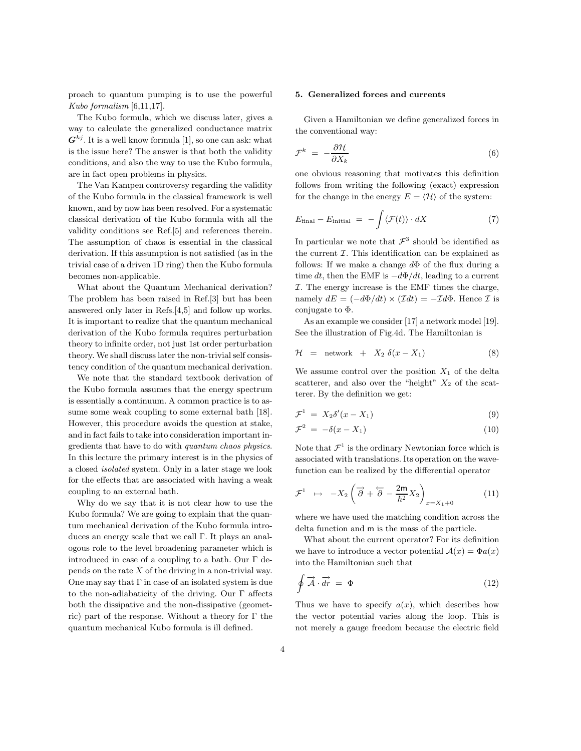proach to quantum pumping is to use the powerful *Kubo formalism* [6,11,17].

The Kubo formula, which we discuss later, gives a way to calculate the generalized conductance matrix $\boldsymbol{G}^{kj}$. It is a well know formula [1], so one can ask: what is the issue here? The answer is that both the validity conditions, and also the way to use the Kubo formula, are in fact open problems in physics.

The Van Kampen controversy regarding the validity of the Kubo formula in the classical framework is well known, and by now has been resolved. For a systematic classical derivation of the Kubo formula with all the validity conditions see Ref.[5] and references therein. The assumption of chaos is essential in the classical derivation. If this assumption is not satisfied (as in the trivial case of a driven 1D ring) then the Kubo formula becomes non-applicable.

What about the Quantum Mechanical derivation? The problem has been raised in Ref.[3] but has been answered only later in Refs.[4,5] and follow up works. It is important to realize that the quantum mechanical derivation of the Kubo formula requires perturbation theory to infinite order, not just 1st order perturbation theory. We shall discuss later the non-trivial self consistency condition of the quantum mechanical derivation.

We note that the standard textbook derivation of the Kubo formula assumes that the energy spectrum is essentially a continuum. A common practice is to assume some weak coupling to some external bath [18]. However, this procedure avoids the question at stake, and in fact fails to take into consideration important ingredients that have to do with *quantum chaos physics*. In this lecture the primary interest is in the physics of a closed *isolated* system. Only in a later stage we look for the effects that are associated with having a weak coupling to an external bath.

Why do we say that it is not clear how to use the Kubo formula? We are going to explain that the quantum mechanical derivation of the Kubo formula introduces an energy scale that we call $\Gamma$. It plays an analogous role to the level broadening parameter which is introduced in case of a coupling to a bath. Our $\Gamma$ depends on the rate $\dot{X}$ of the driving in a non-trivial way. One may say that $\Gamma$ in case of an isolated system is due to the non-adiabaticity of the driving. Our $\Gamma$ affects both the dissipative and the non-dissipative (geometric) part of the response. Without a theory for $\Gamma$ the quantum mechanical Kubo formula is ill defined.

## 5. Generalized forces and currents

Given a Hamiltonian we define generalized forces in the conventional way:

$$\mathcal{F}^k = -\frac{\partial \mathcal{H}}{\partial X_k} \tag{6}$$

one obvious reasoning that motivates this definition follows from writing the following (exact) expression for the change in the energy $E = \langle \mathcal{H} \rangle$ of the system:

$$E_{\mathrm{final}} - E_{\mathrm{initial}} = -\int \langle \mathcal{F}(t) \rangle \cdot dX \tag{7}$$

In particular we note that $\mathcal{F}^3$ should be identified as the current $\mathcal{I}$. This identification can be explained as follows: If we make a change $d\Phi$ of the flux during a time $dt$, then the EMF is $-d\Phi/dt$, leading to a current $\mathcal{I}$. The energy increase is the EMF times the charge, namely $dE = (-d\Phi/dt) \times (\mathcal{I}dt) = -\mathcal{I}d\Phi$. Hence $\mathcal{I}$ is conjugate to $\Phi$.

As an example we consider [17] a network model [19]. See the illustration of Fig.4d. The Hamiltonian is

$$\mathcal{H} = \text{network} + X_2\, \delta(x - X_1) \tag{8}$$

We assume control over the position $X_1$ of the delta scatterer, and also over the "height" $X_2$ of the scatterer. By the definition we get:

$$\mathcal{F}^1 = X_2 \delta'(x - X_1) \tag{9}$$

$$\mathcal{F}^2 = -\delta(x - X_1) \tag{10}$$

Note that $\mathcal{F}^1$ is the ordinary Newtonian force which is associated with translations. Its operation on the wavefunction can be realized by the differential operator

$$\mathcal{F}^1 \mapsto -X_2 \left( \overrightarrow{\partial} + \overleftarrow{\partial} - \frac{2\mathsf{m}}{\hbar^2} X_2 \right)_{x = X_1 + 0} \tag{11}$$

where we have used the matching condition across the delta function and $\mathsf{m}$ is the mass of the particle.

What about the current operator? For its definition we have to introduce a vector potential $\mathcal{A}(x) = \Phi a(x)$ into the Hamiltonian such that

$$\oint \overrightarrow{\mathcal{A}} \cdot \overrightarrow{dr} = \Phi \tag{12}$$

Thus we have to specify $a(x)$, which describes how the vector potential varies along the loop. This is not merely a gauge freedom because the electric field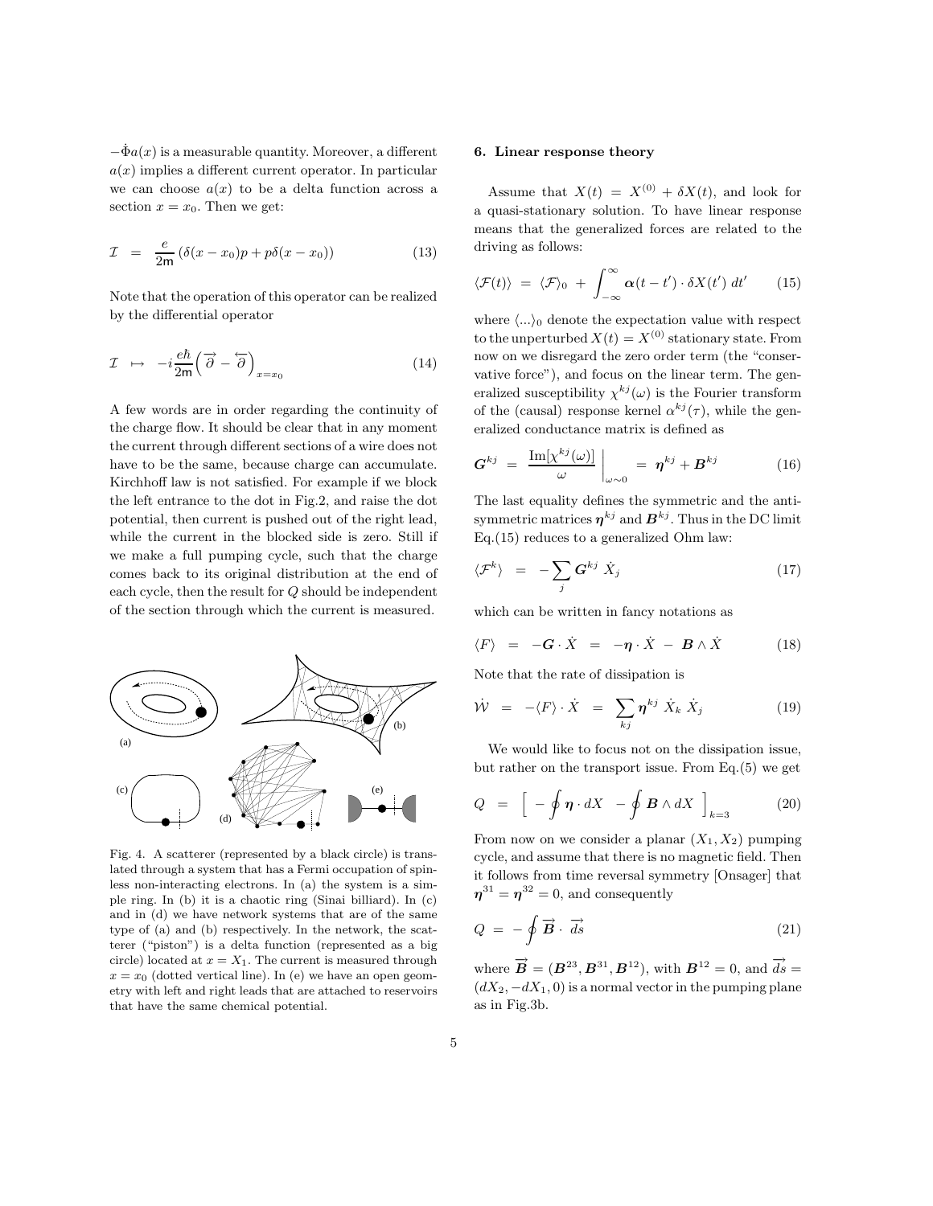$-\dot{\Phi}a(x)$ is a measurable quantity. Moreover, a different $a(x)$ implies a different current operator. In particular we can choose $a(x)$ to be a delta function across a section $x = x_0$. Then we get:

$$\mathcal{I} \;=\; \frac{e}{2\mathsf{m}}\left(\delta(x-x_0)p + p\delta(x-x_0)\right) \tag{13}$$

Note that the operation of this operator can be realized by the differential operator

$$\mathcal{I} \;\mapsto\; -i\frac{e\hbar}{2\mathsf{m}}\left(\overrightarrow{\partial} - \overleftarrow{\partial}\right)_{x=x_0} \tag{14}$$

A few words are in order regarding the continuity of the charge flow. It should be clear that in any moment the current through different sections of a wire does not have to be the same, because charge can accumulate. Kirchhoff law is not satisfied. For example if we block the left entrance to the dot in Fig.2, and raise the dot potential, then current is pushed out of the right lead, while the current in the blocked side is zero. Still if we make a full pumping cycle, such that the charge comes back to its original distribution at the end of each cycle, then the result for $Q$ should be independent of the section through which the current is measured.

Fig. 4. A scatterer (represented by a black circle) is translated through a system that has a Fermi occupation of spinless non-interacting electrons. In (a) the system is a simple ring. In (b) it is a chaotic ring (Sinai billiard). In (c) and in (d) we have network systems that are of the same type of (a) and (b) respectively. In the network, the scatterer ("piston") is a delta function (represented as a big circle) located at $x = X_1$. The current is measured through $x = x_0$ (dotted vertical line). In (e) we have an open geometry with left and right leads that are attached to reservoirs that have the same chemical potential.

## 6. Linear response theory

Assume that $X(t) = X^{(0)} + \delta X(t)$, and look for a quasi-stationary solution. To have linear response means that the generalized forces are related to the driving as follows:

$$\langle \mathcal{F}(t)\rangle \;=\; \langle \mathcal{F}\rangle_0 \;+\; \int_{-\infty}^{\infty} \boldsymbol{\alpha}(t-t')\cdot \delta X(t')\, dt' \tag{15}$$

where $\langle ...\rangle_0$ denote the expectation value with respect to the unperturbed $X(t) = X^{(0)}$ stationary state. From now on we disregard the zero order term (the "conservative force"), and focus on the linear term. The generalized susceptibility $\chi^{kj}(\omega)$ is the Fourier transform of the (causal) response kernel $\alpha^{kj}(\tau)$, while the generalized conductance matrix is defined as

$$\boldsymbol{G}^{kj} \;=\; \left.\frac{\mathrm{Im}[\chi^{kj}(\omega)]}{\omega}\right|_{\omega\sim 0} \;=\; \boldsymbol{\eta}^{kj} + \boldsymbol{B}^{kj} \tag{16}$$

The last equality defines the symmetric and the antisymmetric matrices $\boldsymbol{\eta}^{kj}$ and $\boldsymbol{B}^{kj}$. Thus in the DC limit Eq.(15) reduces to a generalized Ohm law:

$$\langle \mathcal{F}^k\rangle \;=\; -\sum_j \boldsymbol{G}^{kj}\,\dot{X}_j \tag{17}$$

which can be written in fancy notations as

$$\langle F\rangle \;=\; -\boldsymbol{G}\cdot\dot{X} \;=\; -\boldsymbol{\eta}\cdot\dot{X} \;-\; \boldsymbol{B}\wedge\dot{X} \tag{18}$$

Note that the rate of dissipation is

$$\dot{\mathcal{W}} \;=\; -\langle F\rangle\cdot\dot{X} \;=\; \sum_{kj}\boldsymbol{\eta}^{kj}\,\dot{X}_k\,\dot{X}_j \tag{19}$$

We would like to focus not on the dissipation issue, but rather on the transport issue. From Eq.(5) we get

$$Q \;=\; \left[\; -\oint \boldsymbol{\eta}\cdot dX \;\; -\oint \boldsymbol{B}\wedge dX \;\right]_{k=3} \tag{20}$$

From now on we consider a planar $(X_1, X_2)$ pumping cycle, and assume that there is no magnetic field. Then it follows from time reversal symmetry [Onsager] that $\boldsymbol{\eta}^{31} = \boldsymbol{\eta}^{32} = 0$, and consequently

$$Q \;=\; -\oint \vec{\boldsymbol{B}}\cdot\,\vec{ds} \tag{21}$$

where $\vec{\boldsymbol{B}} = (\boldsymbol{B}^{23}, \boldsymbol{B}^{31}, \boldsymbol{B}^{12})$, with $\boldsymbol{B}^{12} = 0$, and $\vec{ds} = (dX_2, -dX_1, 0)$ is a normal vector in the pumping plane as in Fig.3b.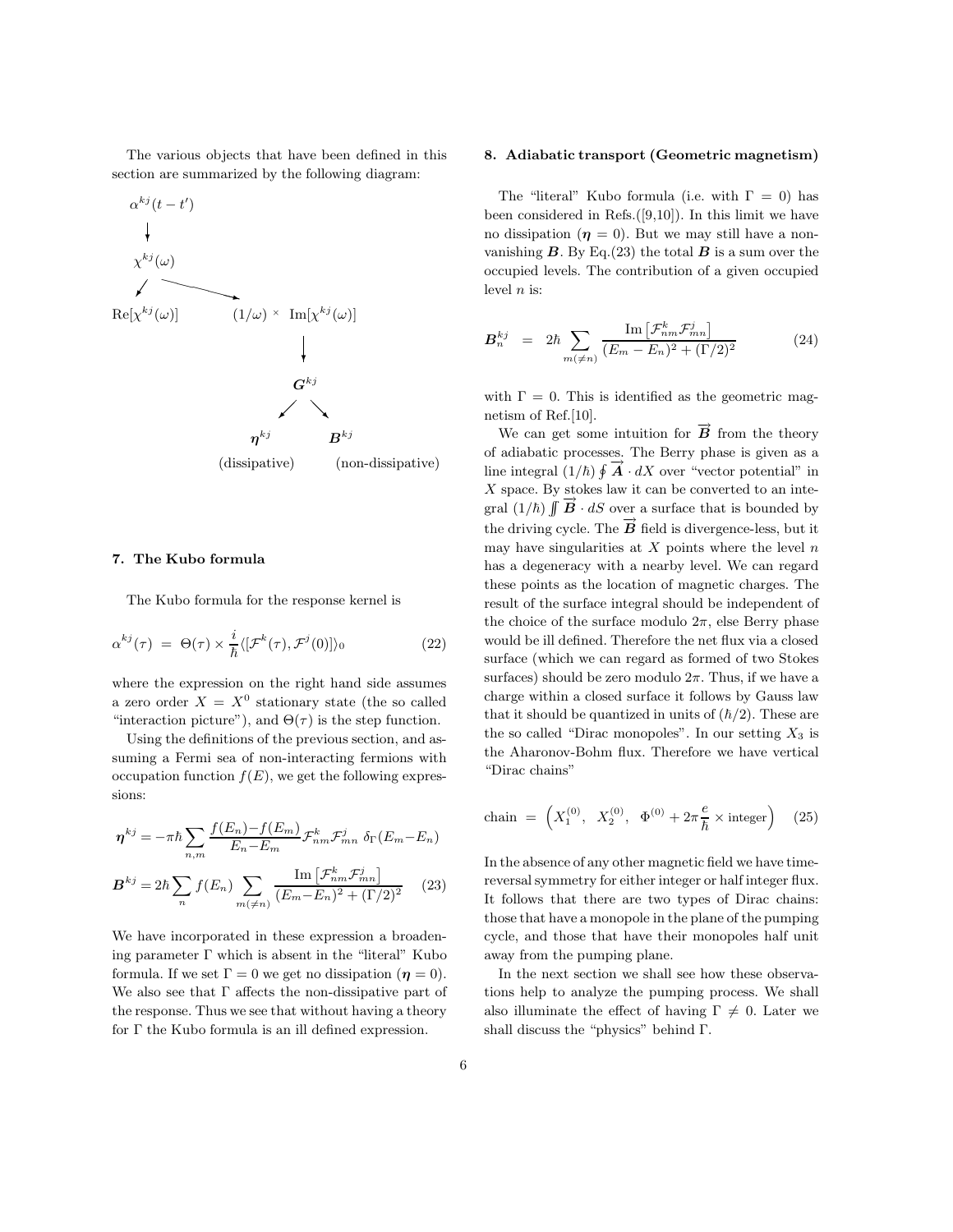The various objects that have been defined in this section are summarized by the following diagram:

$$
\begin{array}{ccc}
\alpha^{kj}(t-t') & & \\
\downarrow & & \\
\chi^{kj}(\omega) & & \\
\swarrow & \searrow & \\
\mathrm{Re}[\chi^{kj}(\omega)] & & (1/\omega) \times \mathrm{Im}[\chi^{kj}(\omega)] \\
& & \downarrow \\
& & \boldsymbol{G}^{kj} \\
& \swarrow & \searrow \\
& \boldsymbol{\eta}^{kj} & \boldsymbol{B}^{kj} \\
& \text{(dissipative)} & \text{(non-dissipative)}
\end{array}
$$

### 7. The Kubo formula

The Kubo formula for the response kernel is

$$\alpha^{kj}(\tau) \;=\; \Theta(\tau) \times \frac{i}{\hbar} \langle [\mathcal{F}^k(\tau), \mathcal{F}^j(0)] \rangle_0 \tag{22}$$

where the expression on the right hand side assumes a zero order $X = X^0$ stationary state (the so called "interaction picture"), and $\Theta(\tau)$ is the step function.

Using the definitions of the previous section, and assuming a Fermi sea of non-interacting fermions with occupation function $f(E)$, we get the following expressions:

$$\boldsymbol{\eta}^{kj} = -\pi\hbar \sum_{n,m} \frac{f(E_n) - f(E_m)}{E_n - E_m} \mathcal{F}^k_{nm} \mathcal{F}^j_{mn} \; \delta_\Gamma(E_m - E_n)$$

$$\boldsymbol{B}^{kj} = 2\hbar \sum_n f(E_n) \sum_{m(\neq n)} \frac{\mathrm{Im}\left[\mathcal{F}^k_{nm}\mathcal{F}^j_{mn}\right]}{(E_m - E_n)^2 + (\Gamma/2)^2} \tag{23}$$

We have incorporated in these expression a broadening parameter $\Gamma$ which is absent in the "literal" Kubo formula. If we set $\Gamma = 0$ we get no dissipation ($\boldsymbol{\eta} = 0$). We also see that $\Gamma$ affects the non-dissipative part of the response. Thus we see that without having a theory for $\Gamma$ the Kubo formula is an ill defined expression.

### 8. Adiabatic transport (Geometric magnetism)

The "literal" Kubo formula (i.e. with $\Gamma = 0$) has been considered in Refs.([9,10]). In this limit we have no dissipation ($\boldsymbol{\eta} = 0$). But we may still have a non-vanishing $\boldsymbol{B}$. By Eq.(23) the total $\boldsymbol{B}$ is a sum over the occupied levels. The contribution of a given occupied level $n$ is:

$$\boldsymbol{B}^{kj}_n \;=\; 2\hbar \sum_{m(\neq n)} \frac{\mathrm{Im}\left[\mathcal{F}^k_{nm}\mathcal{F}^j_{mn}\right]}{(E_m - E_n)^2 + (\Gamma/2)^2} \tag{24}$$

with $\Gamma = 0$. This is identified as the geometric magnetism of Ref.[10].

We can get some intuition for $\vec{\boldsymbol{B}}$ from the theory of adiabatic processes. The Berry phase is given as a line integral $(1/\hbar)\oint \vec{\boldsymbol{A}} \cdot dX$ over "vector potential" in $X$ space. By stokes law it can be converted to an integral $(1/\hbar)\iint \vec{\boldsymbol{B}} \cdot dS$ over a surface that is bounded by the driving cycle. The $\vec{\boldsymbol{B}}$ field is divergence-less, but it may have singularities at $X$ points where the level $n$ has a degeneracy with a nearby level. We can regard these points as the location of magnetic charges. The result of the surface integral should be independent of the choice of the surface modulo $2\pi$, else Berry phase would be ill defined. Therefore the net flux via a closed surface (which we can regard as formed of two Stokes surfaces) should be zero modulo $2\pi$. Thus, if we have a charge within a closed surface it follows by Gauss law that it should be quantized in units of $(\hbar/2)$. These are the so called "Dirac monopoles". In our setting $X_3$ is the Aharonov-Bohm flux. Therefore we have vertical "Dirac chains"

$$\text{chain} \;=\; \left(X_1^{(0)},\;\; X_2^{(0)},\;\; \Phi^{(0)} + 2\pi\frac{e}{\hbar} \times \text{integer}\right) \tag{25}$$

In the absence of any other magnetic field we have time-reversal symmetry for either integer or half integer flux. It follows that there are two types of Dirac chains: those that have a monopole in the plane of the pumping cycle, and those that have their monopoles half unit away from the pumping plane.

In the next section we shall see how these observations help to analyze the pumping process. We shall also illuminate the effect of having $\Gamma \neq 0$. Later we shall discuss the "physics" behind $\Gamma$.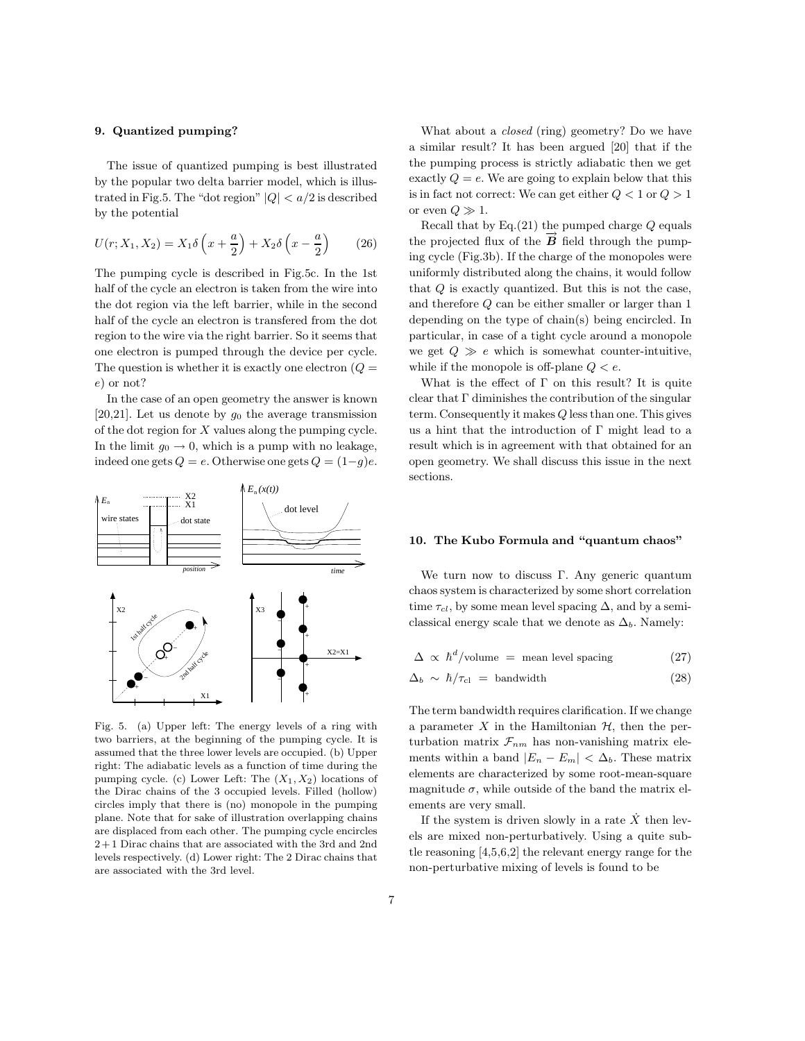### 9. Quantized pumping?

The issue of quantized pumping is best illustrated by the popular two delta barrier model, which is illustrated in Fig.5. The "dot region" $|Q| < a/2$ is described by the potential

$$U(r; X_1, X_2) = X_1 \delta\left(x + \frac{a}{2}\right) + X_2 \delta\left(x - \frac{a}{2}\right) \qquad (26)$$

The pumping cycle is described in Fig.5c. In the 1st half of the cycle an electron is taken from the wire into the dot region via the left barrier, while in the second half of the cycle an electron is transfered from the dot region to the wire via the right barrier. So it seems that one electron is pumped through the device per cycle. The question is whether it is exactly one electron ($Q = e$) or not?

In the case of an open geometry the answer is known [20,21]. Let us denote by $g_0$ the average transmission of the dot region for $X$ values along the pumping cycle. In the limit $g_0 \to 0$, which is a pump with no leakage, indeed one gets $Q = e$. Otherwise one gets $Q = (1-g)e$.

Fig. 5. (a) Upper left: The energy levels of a ring with two barriers, at the beginning of the pumping cycle. It is assumed that the three lower levels are occupied. (b) Upper right: The adiabatic levels as a function of time during the pumping cycle. (c) Lower Left: The $(X_1, X_2)$ locations of the Dirac chains of the 3 occupied levels. Filled (hollow) circles imply that there is (no) monopole in the pumping plane. Note that for sake of illustration overlapping chains are displaced from each other. The pumping cycle encircles 2+1 Dirac chains that are associated with the 3rd and 2nd levels respectively. (d) Lower right: The 2 Dirac chains that are associated with the 3rd level.

What about a *closed* (ring) geometry? Do we have a similar result? It has been argued [20] that if the the pumping process is strictly adiabatic then we get exactly $Q = e$. We are going to explain below that this is in fact not correct: We can get either $Q < 1$ or $Q > 1$ or even $Q \gg 1$.

Recall that by Eq.(21) the pumped charge $Q$ equals the projected flux of the $\vec{B}$ field through the pumping cycle (Fig.3b). If the charge of the monopoles were uniformly distributed along the chains, it would follow that $Q$ is exactly quantized. But this is not the case, and therefore $Q$ can be either smaller or larger than 1 depending on the type of chain(s) being encircled. In particular, in case of a tight cycle around a monopole we get $Q \gg e$ which is somewhat counter-intuitive, while if the monopole is off-plane $Q < e$.

What is the effect of $\Gamma$ on this result? It is quite clear that $\Gamma$ diminishes the contribution of the singular term. Consequently it makes $Q$ less than one. This gives us a hint that the introduction of $\Gamma$ might lead to a result which is in agreement with that obtained for an open geometry. We shall discuss this issue in the next sections.

### 10. The Kubo Formula and "quantum chaos"

We turn now to discuss $\Gamma$. Any generic quantum chaos system is characterized by some short correlation time $\tau_{cl}$, by some mean level spacing $\Delta$, and by a semiclassical energy scale that we denote as $\Delta_b$. Namely:

$$\Delta \propto \hbar^d/\text{volume} = \text{mean level spacing} \qquad (27)$$

$$\Delta_b \sim \hbar/\tau_{\text{cl}} = \text{bandwidth} \qquad (28)$$

The term bandwidth requires clarification. If we change a parameter $X$ in the Hamiltonian $\mathcal{H}$, then the perturbation matrix $\mathcal{F}_{nm}$ has non-vanishing matrix elements within a band $|E_n - E_m| < \Delta_b$. These matrix elements are characterized by some root-mean-square magnitude $\sigma$, while outside of the band the matrix elements are very small.

If the system is driven slowly in a rate $\dot{X}$ then levels are mixed non-perturbatively. Using a quite subtle reasoning [4,5,6,2] the relevant energy range for the non-perturbative mixing of levels is found to be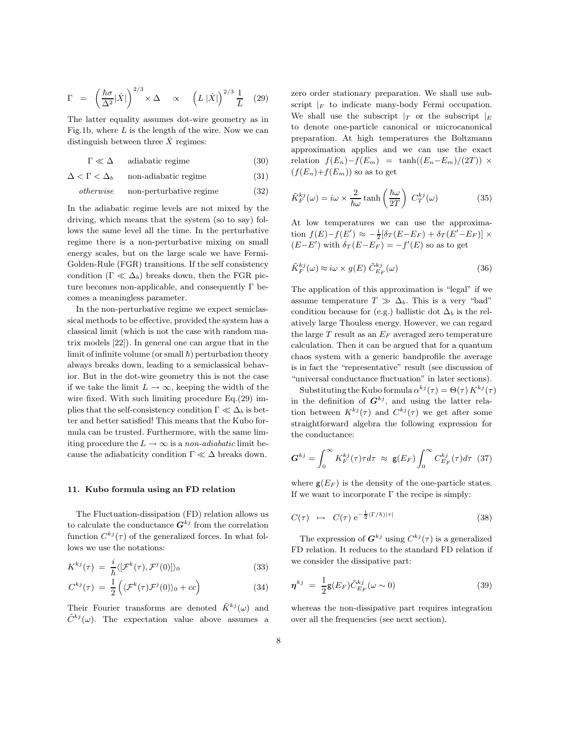$$\Gamma = \left(\frac{\hbar\sigma}{\Delta^2}|\dot{X}|\right)^{2/3} \times \Delta \quad \propto \quad \left(L\,|\dot{X}|\right)^{2/3} \frac{1}{L} \quad (29)$$

The latter equality assumes dot-wire geometry as in Fig.1b, where $L$ is the length of the wire. Now we can distinguish between three $\dot{X}$ regimes:

$$\Gamma \ll \Delta \quad \text{adiabatic regime} \quad (30)$$

$$\Delta < \Gamma < \Delta_b \quad \text{non-adiabatic regime} \quad (31)$$

$$\textit{otherwise} \quad \text{non-perturbative regime} \quad (32)$$

In the adiabatic regime levels are not mixed by the driving, which means that the system (so to say) follows the same level all the time. In the perturbative regime there is a non-perturbative mixing on small energy scales, but on the large scale we have Fermi-Golden-Rule (FGR) transitions. If the self consistency condition ($\Gamma \ll \Delta_b$) breaks down, then the FGR picture becomes non-applicable, and consequently $\Gamma$ becomes a meaningless parameter.

In the non-perturbative regime we expect semiclassical methods to be effective, provided the system has a classical limit (which is not the case with random matrix models [22]). In general one can argue that in the limit of infinite volume (or small $\hbar$) perturbation theory always breaks down, leading to a semiclassical behavior. But in the dot-wire geometry this is not the case if we take the limit $L \to \infty$, keeping the width of the wire fixed. With such limiting procedure Eq.(29) implies that the self-consistency condition $\Gamma \ll \Delta_b$ is better and better satisfied! This means that the Kubo formula can be trusted. Furthermore, with the same limiting procedure the $L \to \infty$ is a *non-adiabatic* limit because the adiabaticity condition $\Gamma \ll \Delta$ breaks down.

### 11. Kubo formula using an FD relation

The Fluctuation-dissipation (FD) relation allows us to calculate the conductance $\boldsymbol{G}^{kj}$ from the correlation function $C^{kj}(\tau)$ of the generalized forces. In what follows we use the notations:

$$K^{kj}(\tau) = \frac{i}{\hbar}\langle[\mathcal{F}^k(\tau), \mathcal{F}^j(0)]\rangle_0 \quad (33)$$

$$C^{kj}(\tau) = \frac{1}{2}\left(\langle\mathcal{F}^k(\tau)\mathcal{F}^j(0)\rangle_0 + cc\right) \quad (34)$$

Their Fourier transforms are denoted $\tilde{K}^{kj}(\omega)$ and $\tilde{C}^{kj}(\omega)$. The expectation value above assumes a zero order stationary preparation. We shall use subscript $|_F$ to indicate many-body Fermi occupation. We shall use the subscript $|_T$ or the subscript $|_E$ to denote one-particle canonical or microcanonical preparation. At high temperatures the Boltzmann approximation applies and we can use the exact relation $f(E_n) - f(E_m) = \tanh((E_n - E_m)/(2T)) \times (f(E_n) + f(E_m))$ so as to get

$$\tilde{K}_F^{kj}(\omega) = i\omega \times \frac{2}{\hbar\omega}\tanh\left(\frac{\hbar\omega}{2T}\right)\, C_T^{kj}(\omega) \quad (35)$$

At low temperatures we can use the approximation $f(E) - f(E') \approx -\frac{1}{2}[\delta_T(E - E_F) + \delta_T(E' - E_F)] \times (E - E')$ with $\delta_T(E - E_F) = -f'(E)$ so as to get

$$\tilde{K}_F^{kj}(\omega) \approx i\omega \times g(E)\, \tilde{C}_{E_F}^{kj}(\omega) \quad (36)$$

The application of this approximation is "legal" if we assume temperature $T \gg \Delta_b$. This is a very "bad" condition because for (e.g.) ballistic dot $\Delta_b$ is the relatively large Thouless energy. However, we can regard the large $T$ result as an $E_F$ averaged zero temperature calculation. Then it can be argued that for a quantum chaos system with a generic bandprofile the average is in fact the "representative" result (see discussion of "universal conductance fluctuation" in later sections).

Substituting the Kubo formula $\alpha^{kj}(\tau) = \Theta(\tau)\, K^{kj}(\tau)$ in the definition of $\boldsymbol{G}^{kj}$, and using the latter relation between $K^{kj}(\tau)$ and $C^{kj}(\tau)$ we get after some straightforward algebra the following expression for the conductance:

$$\boldsymbol{G}^{kj} = \int_0^\infty K_F^{kj}(\tau)\tau d\tau \;\approx\; \mathsf{g}(E_F)\int_0^\infty C_{E_F}^{kj}(\tau) d\tau \quad (37)$$

where $\mathsf{g}(E_F)$ is the density of the one-particle states. If we want to incorporate $\Gamma$ the recipe is simply:

$$C(\tau) \;\mapsto\; C(\tau)\, \mathrm{e}^{-\frac{1}{2}(\Gamma/\hbar)|\tau|} \quad (38)$$

The expression of $\boldsymbol{G}^{kj}$ using $C^{kj}(\tau)$ is a generalized FD relation. It reduces to the standard FD relation if we consider the dissipative part:

$$\boldsymbol{\eta}^{kj} = \frac{1}{2}\mathsf{g}(E_F)\tilde{C}_{E_F}^{kj}(\omega \sim 0) \quad (39)$$

whereas the non-dissipative part requires integration over all the frequencies (see next section).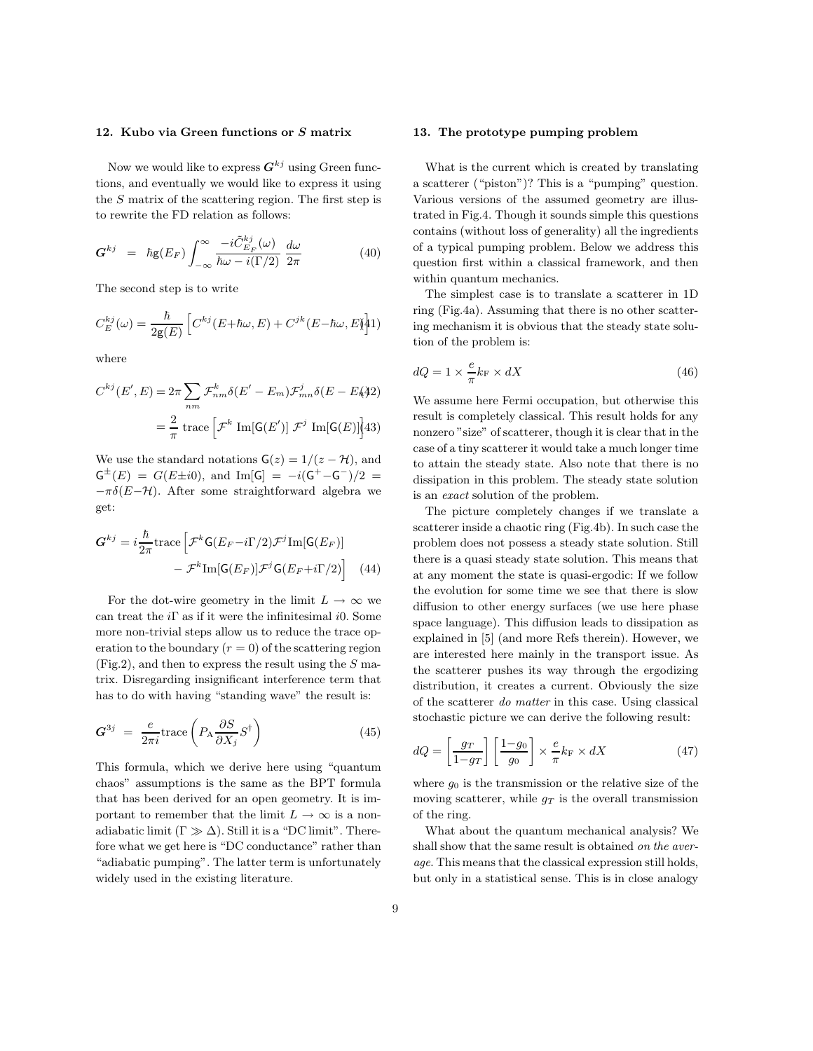## 12. Kubo via Green functions or $S$ matrix

Now we would like to express $\boldsymbol{G}^{kj}$ using Green functions, and eventually we would like to express it using the $S$ matrix of the scattering region. The first step is to rewrite the FD relation as follows:

$$\boldsymbol{G}^{kj} \;=\; \hbar \mathsf{g}(E_F) \int_{-\infty}^{\infty} \frac{-i\tilde{C}^{kj}_{E_F}(\omega)}{\hbar\omega - i(\Gamma/2)} \frac{d\omega}{2\pi} \tag{40}$$

The second step is to write

$$C^{kj}_{E}(\omega) = \frac{\hbar}{2\mathsf{g}(E)} \left[ C^{kj}(E{+}\hbar\omega, E) + C^{jk}(E{-}\hbar\omega, E)\right] \tag{41}$$

where

$$C^{kj}(E', E) = 2\pi \sum_{nm} \mathcal{F}^{k}_{nm} \delta(E' - E_m) \mathcal{F}^{j}_{mn} \delta(E - E_n) \tag{42}$$

$$= \frac{2}{\pi} \text{ trace}\left[\mathcal{F}^{k} \text{ Im}[\mathsf{G}(E')]\ \mathcal{F}^{j} \text{ Im}[\mathsf{G}(E)]\right] \tag{43}$$

We use the standard notations $\mathsf{G}(z) = 1/(z - \mathcal{H})$, and $\mathsf{G}^{\pm}(E) = G(E{\pm}i0)$, and $\text{Im}[\mathsf{G}] = -i(\mathsf{G}^{+}{-}\mathsf{G}^{-})/2 = -\pi\delta(E{-}\mathcal{H})$. After some straightforward algebra we get:

$$\boldsymbol{G}^{kj} = i\frac{\hbar}{2\pi}\text{trace}\Big[\mathcal{F}^{k}\mathsf{G}(E_F{-}i\Gamma/2)\mathcal{F}^{j}\text{Im}[\mathsf{G}(E_F)] - \mathcal{F}^{k}\text{Im}[\mathsf{G}(E_F)]\mathcal{F}^{j}\mathsf{G}(E_F{+}i\Gamma/2)\Big] \tag{44}$$

For the dot-wire geometry in the limit $L \rightarrow \infty$ we can treat the $i\Gamma$ as if it were the infinitesimal $i0$. Some more non-trivial steps allow us to reduce the trace operation to the boundary ($r = 0$) of the scattering region (Fig.2), and then to express the result using the $S$ matrix. Disregarding insignificant interference term that has to do with having "standing wave" the result is:

$$\boldsymbol{G}^{3j} \;=\; \frac{e}{2\pi i}\text{trace}\left(P_{\text{A}}\frac{\partial S}{\partial X_j}S^{\dagger}\right) \tag{45}$$

This formula, which we derive here using "quantum chaos" assumptions is the same as the BPT formula that has been derived for an open geometry. It is important to remember that the limit $L \rightarrow \infty$ is a non-adiabatic limit ($\Gamma \gg \Delta$). Still it is a "DC limit". Therefore what we get here is "DC conductance" rather than "adiabatic pumping". The latter term is unfortunately widely used in the existing literature.

## 13. The prototype pumping problem

What is the current which is created by translating a scatterer ("piston")? This is a "pumping" question. Various versions of the assumed geometry are illustrated in Fig.4. Though it sounds simple this questions contains (without loss of generality) all the ingredients of a typical pumping problem. Below we address this question first within a classical framework, and then within quantum mechanics.

The simplest case is to translate a scatterer in 1D ring (Fig.4a). Assuming that there is no other scattering mechanism it is obvious that the steady state solution of the problem is:

$$dQ = 1 \times \frac{e}{\pi}k_{\text{F}} \times dX \tag{46}$$

We assume here Fermi occupation, but otherwise this result is completely classical. This result holds for any nonzero "size" of scatterer, though it is clear that in the case of a tiny scatterer it would take a much longer time to attain the steady state. Also note that there is no dissipation in this problem. The steady state solution is an *exact* solution of the problem.

The picture completely changes if we translate a scatterer inside a chaotic ring (Fig.4b). In such case the problem does not possess a steady state solution. Still there is a quasi steady state solution. This means that at any moment the state is quasi-ergodic: If we follow the evolution for some time we see that there is slow diffusion to other energy surfaces (we use here phase space language). This diffusion leads to dissipation as explained in [5] (and more Refs therein). However, we are interested here mainly in the transport issue. As the scatterer pushes its way through the ergodizing distribution, it creates a current. Obviously the size of the scatterer *do matter* in this case. Using classical stochastic picture we can derive the following result:

$$dQ = \left[\frac{g_T}{1{-}g_T}\right]\left[\frac{1{-}g_0}{g_0}\right] \times \frac{e}{\pi}k_{\text{F}} \times dX \tag{47}$$

where $g_0$ is the transmission or the relative size of the moving scatterer, while $g_T$ is the overall transmission of the ring.

What about the quantum mechanical analysis? We shall show that the same result is obtained *on the average*. This means that the classical expression still holds, but only in a statistical sense. This is in close analogy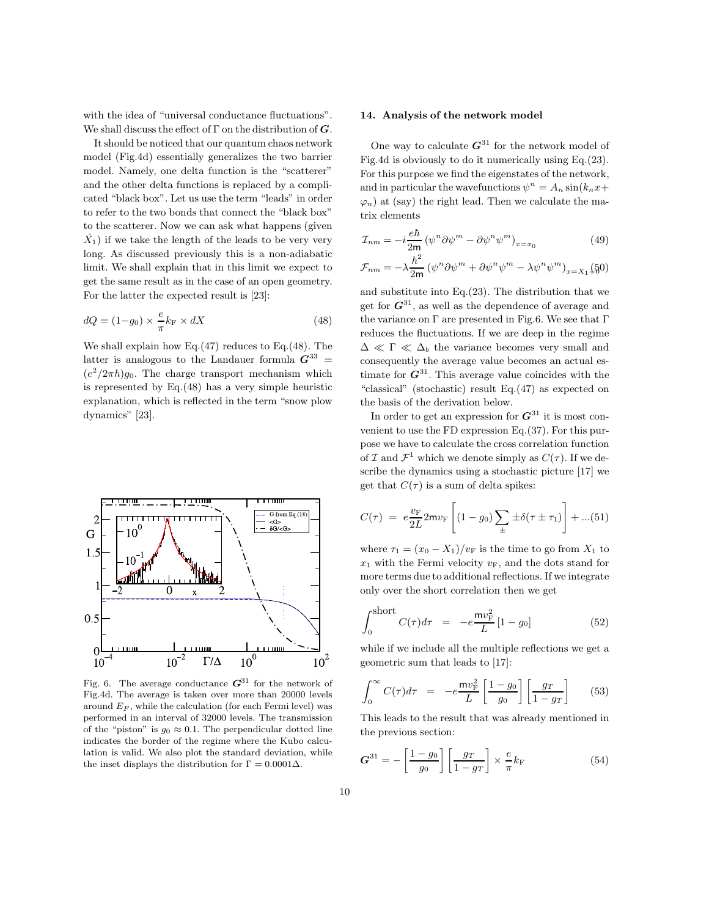with the idea of "universal conductance fluctuations". We shall discuss the effect of $\Gamma$ on the distribution of $\boldsymbol{G}$.

It should be noticed that our quantum chaos network model (Fig.4d) essentially generalizes the two barrier model. Namely, one delta function is the "scatterer" and the other delta functions is replaced by a complicated "black box". Let us use the term "leads" in order to refer to the two bonds that connect the "black box" to the scatterer. Now we can ask what happens (given $\dot{X}_1$) if we take the length of the leads to be very very long. As discussed previously this is a non-adiabatic limit. We shall explain that in this limit we expect to get the same result as in the case of an open geometry. For the latter the expected result is [23]:

$$dQ = (1-g_0) \times \frac{e}{\pi} k_{\mathrm{F}} \times dX \tag{48}$$

We shall explain how Eq.(47) reduces to Eq.(48). The latter is analogous to the Landauer formula $\boldsymbol{G}^{33} = (e^2/2\pi\hbar)g_0$. The charge transport mechanism which is represented by Eq.(48) has a very simple heuristic explanation, which is reflected in the term "snow plow dynamics" [23].

Fig. 6. The average conductance $\boldsymbol{G}^{31}$ for the network of Fig.4d. The average is taken over more than 20000 levels around $E_F$, while the calculation (for each Fermi level) was performed in an interval of 32000 levels. The transmission of the "piston" is $g_0 \approx 0.1$. The perpendicular dotted line indicates the border of the regime where the Kubo calculation is valid. We also plot the standard deviation, while the inset displays the distribution for $\Gamma = 0.0001\Delta$.

## 14. Analysis of the network model

One way to calculate $\boldsymbol{G}^{31}$ for the network model of Fig.4d is obviously to do it numerically using Eq.(23). For this purpose we find the eigenstates of the network, and in particular the wavefunctions $\psi^n = A_n \sin(k_n x + \varphi_n)$ at (say) the right lead. Then we calculate the matrix elements

$$\mathcal{I}_{nm} = -i\frac{e\hbar}{2\mathsf{m}} \left(\psi^n \partial\psi^m - \partial\psi^n \psi^m\right)_{x=x_0} \tag{49}$$

$$\mathcal{F}_{nm} = -\lambda\frac{\hbar^2}{2\mathsf{m}} \left(\psi^n \partial\psi^m + \partial\psi^n \psi^m - \lambda\psi^n \psi^m\right)_{x=X_1+0} \tag{50}$$

and substitute into Eq.(23). The distribution that we get for $\boldsymbol{G}^{31}$, as well as the dependence of average and the variance on $\Gamma$ are presented in Fig.6. We see that $\Gamma$ reduces the fluctuations. If we are deep in the regime $\Delta \ll \Gamma \ll \Delta_b$ the variance becomes very small and consequently the average value becomes an actual estimate for $\boldsymbol{G}^{31}$. This average value coincides with the "classical" (stochastic) result Eq.(47) as expected on the basis of the derivation below.

In order to get an expression for $\boldsymbol{G}^{31}$ it is most convenient to use the FD expression Eq.(37). For this purpose we have to calculate the cross correlation function of $\mathcal{I}$ and $\mathcal{F}^1$ which we denote simply as $C(\tau)$. If we describe the dynamics using a stochastic picture [17] we get that $C(\tau)$ is a sum of delta spikes:

$$C(\tau) \;=\; e\frac{v_{\mathrm{F}}}{2L} 2\mathsf{m}v_{\mathrm{F}} \left[(1-g_0)\sum_{\pm} \pm\delta(\tau \pm \tau_1)\right] + ... \tag{51}$$

where $\tau_1 = (x_0 - X_1)/v_{\mathrm{F}}$ is the time to go from $X_1$ to $x_1$ with the Fermi velocity $v_{\mathrm{F}}$, and the dots stand for more terms due to additional reflections. If we integrate only over the short correlation then we get

$$\int_0^{\mathrm{short}} C(\tau)d\tau \;\;=\;\; -e\frac{\mathsf{m}v_{\mathrm{F}}^2}{L}\left[1-g_0\right] \tag{52}$$

while if we include all the multiple reflections we get a geometric sum that leads to [17]:

$$\int_0^{\infty} C(\tau)d\tau \;\;=\;\; -e\frac{\mathsf{m}v_{\mathrm{F}}^2}{L}\left[\frac{1-g_0}{g_0}\right]\left[\frac{g_T}{1-g_T}\right] \tag{53}$$

This leads to the result that was already mentioned in the previous section:

$$\boldsymbol{G}^{31} = -\left[\frac{1-g_0}{g_0}\right]\left[\frac{g_T}{1-g_T}\right] \times \frac{e}{\pi}k_{\mathrm{F}} \tag{54}$$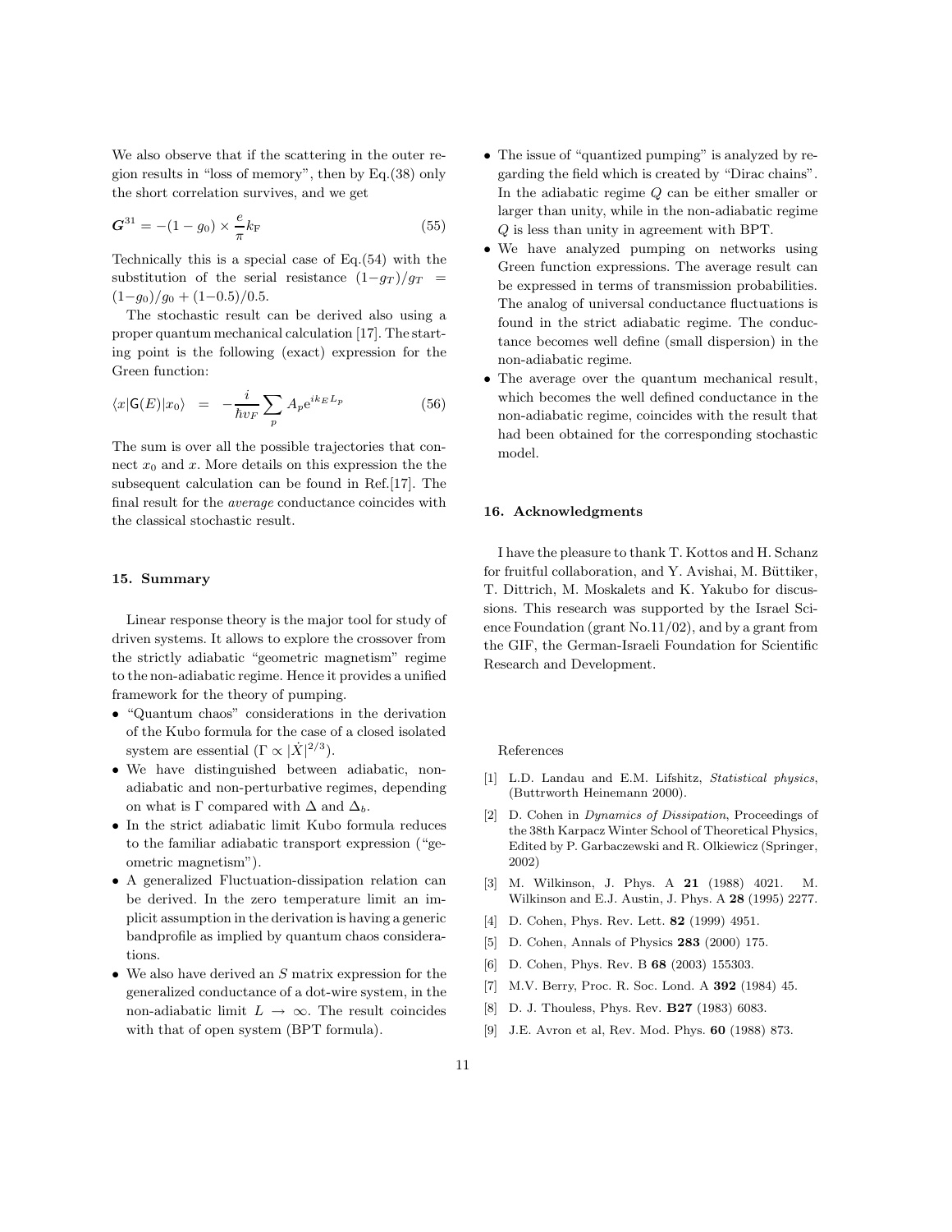We also observe that if the scattering in the outer region results in "loss of memory", then by Eq.(38) only the short correlation survives, and we get

$$\boldsymbol{G}^{31} = -(1-g_0) \times \frac{e}{\pi} k_{\mathrm{F}} \tag{55}$$

Technically this is a special case of Eq.(54) with the substitution of the serial resistance $(1-g_T)/g_T = (1-g_0)/g_0 + (1-0.5)/0.5$.

The stochastic result can be derived also using a proper quantum mechanical calculation [17]. The starting point is the following (exact) expression for the Green function:

$$\langle x|\mathsf{G}(E)|x_0\rangle = -\frac{i}{\hbar v_F} \sum_p A_p \mathrm{e}^{ik_E L_p} \tag{56}$$

The sum is over all the possible trajectories that connect $x_0$ and $x$. More details on this expression the the subsequent calculation can be found in Ref.[17]. The final result for the *average* conductance coincides with the classical stochastic result.

## 15. Summary

Linear response theory is the major tool for study of driven systems. It allows to explore the crossover from the strictly adiabatic "geometric magnetism" regime to the non-adiabatic regime. Hence it provides a unified framework for the theory of pumping.

- "Quantum chaos" considerations in the derivation of the Kubo formula for the case of a closed isolated system are essential ($\Gamma \propto |\dot{X}|^{2/3}$).
- We have distinguished between adiabatic, non-adiabatic and non-perturbative regimes, depending on what is $\Gamma$ compared with $\Delta$ and $\Delta_b$.
- In the strict adiabatic limit Kubo formula reduces to the familiar adiabatic transport expression ("geometric magnetism").
- A generalized Fluctuation-dissipation relation can be derived. In the zero temperature limit an implicit assumption in the derivation is having a generic bandprofile as implied by quantum chaos considerations.
- We also have derived an $S$ matrix expression for the generalized conductance of a dot-wire system, in the non-adiabatic limit $L \to \infty$. The result coincides with that of open system (BPT formula).
- The issue of "quantized pumping" is analyzed by regarding the field which is created by "Dirac chains". In the adiabatic regime $Q$ can be either smaller or larger than unity, while in the non-adiabatic regime $Q$ is less than unity in agreement with BPT.
- We have analyzed pumping on networks using Green function expressions. The average result can be expressed in terms of transmission probabilities. The analog of universal conductance fluctuations is found in the strict adiabatic regime. The conductance becomes well define (small dispersion) in the non-adiabatic regime.
- The average over the quantum mechanical result, which becomes the well defined conductance in the non-adiabatic regime, coincides with the result that had been obtained for the corresponding stochastic model.

## 16. Acknowledgments

I have the pleasure to thank T. Kottos and H. Schanz for fruitful collaboration, and Y. Avishai, M. Büttiker, T. Dittrich, M. Moskalets and K. Yakubo for discussions. This research was supported by the Israel Science Foundation (grant No.11/02), and by a grant from the GIF, the German-Israeli Foundation for Scientific Research and Development.

References

[1] L.D. Landau and E.M. Lifshitz, *Statistical physics*, (Buttrworth Heinemann 2000).

[2] D. Cohen in *Dynamics of Dissipation*, Proceedings of the 38th Karpacz Winter School of Theoretical Physics, Edited by P. Garbaczewski and R. Olkiewicz (Springer, 2002)

[3] M. Wilkinson, J. Phys. A **21** (1988) 4021. M. Wilkinson and E.J. Austin, J. Phys. A **28** (1995) 2277.

[4] D. Cohen, Phys. Rev. Lett. **82** (1999) 4951.

[5] D. Cohen, Annals of Physics **283** (2000) 175.

[6] D. Cohen, Phys. Rev. B **68** (2003) 155303.

[7] M.V. Berry, Proc. R. Soc. Lond. A **392** (1984) 45.

[8] D. J. Thouless, Phys. Rev. **B27** (1983) 6083.

[9] J.E. Avron et al, Rev. Mod. Phys. **60** (1988) 873.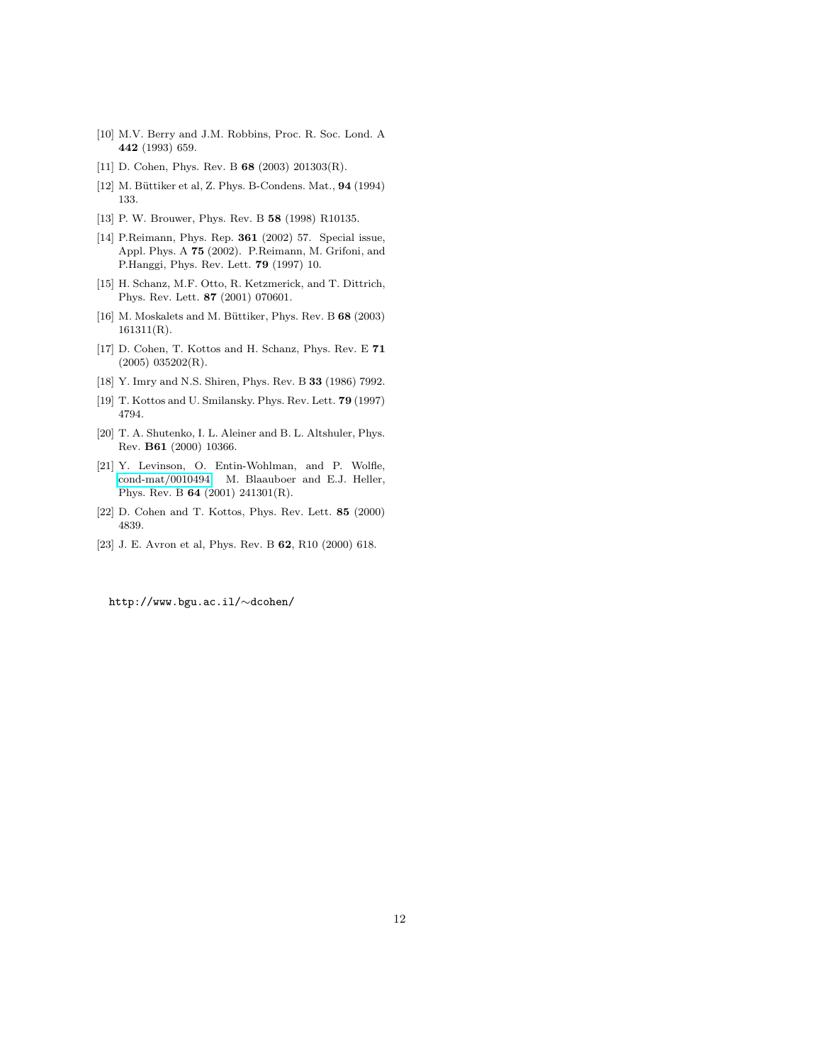[10] M.V. Berry and J.M. Robbins, Proc. R. Soc. Lond. A **442** (1993) 659.

[11] D. Cohen, Phys. Rev. B **68** (2003) 201303(R).

[12] M. Büttiker et al, Z. Phys. B-Condens. Mat., **94** (1994) 133.

[13] P. W. Brouwer, Phys. Rev. B **58** (1998) R10135.

[14] P.Reimann, Phys. Rep. **361** (2002) 57. Special issue, Appl. Phys. A **75** (2002). P.Reimann, M. Grifoni, and P.Hanggi, Phys. Rev. Lett. **79** (1997) 10.

[15] H. Schanz, M.F. Otto, R. Ketzmerick, and T. Dittrich, Phys. Rev. Lett. **87** (2001) 070601.

[16] M. Moskalets and M. Büttiker, Phys. Rev. B **68** (2003) 161311(R).

[17] D. Cohen, T. Kottos and H. Schanz, Phys. Rev. E **71** (2005) 035202(R).

[18] Y. Imry and N.S. Shiren, Phys. Rev. B **33** (1986) 7992.

[19] T. Kottos and U. Smilansky. Phys. Rev. Lett. **79** (1997) 4794.

[20] T. A. Shutenko, I. L. Aleiner and B. L. Altshuler, Phys. Rev. **B61** (2000) 10366.

[21] Y. Levinson, O. Entin-Wohlman, and P. Wolfle, cond-mat/0010494. M. Blaauboer and E.J. Heller, Phys. Rev. B **64** (2001) 241301(R).

[22] D. Cohen and T. Kottos, Phys. Rev. Lett. **85** (2000) 4839.

[23] J. E. Avron et al, Phys. Rev. B **62**, R10 (2000) 618.

http://www.bgu.ac.il/∼dcohen/